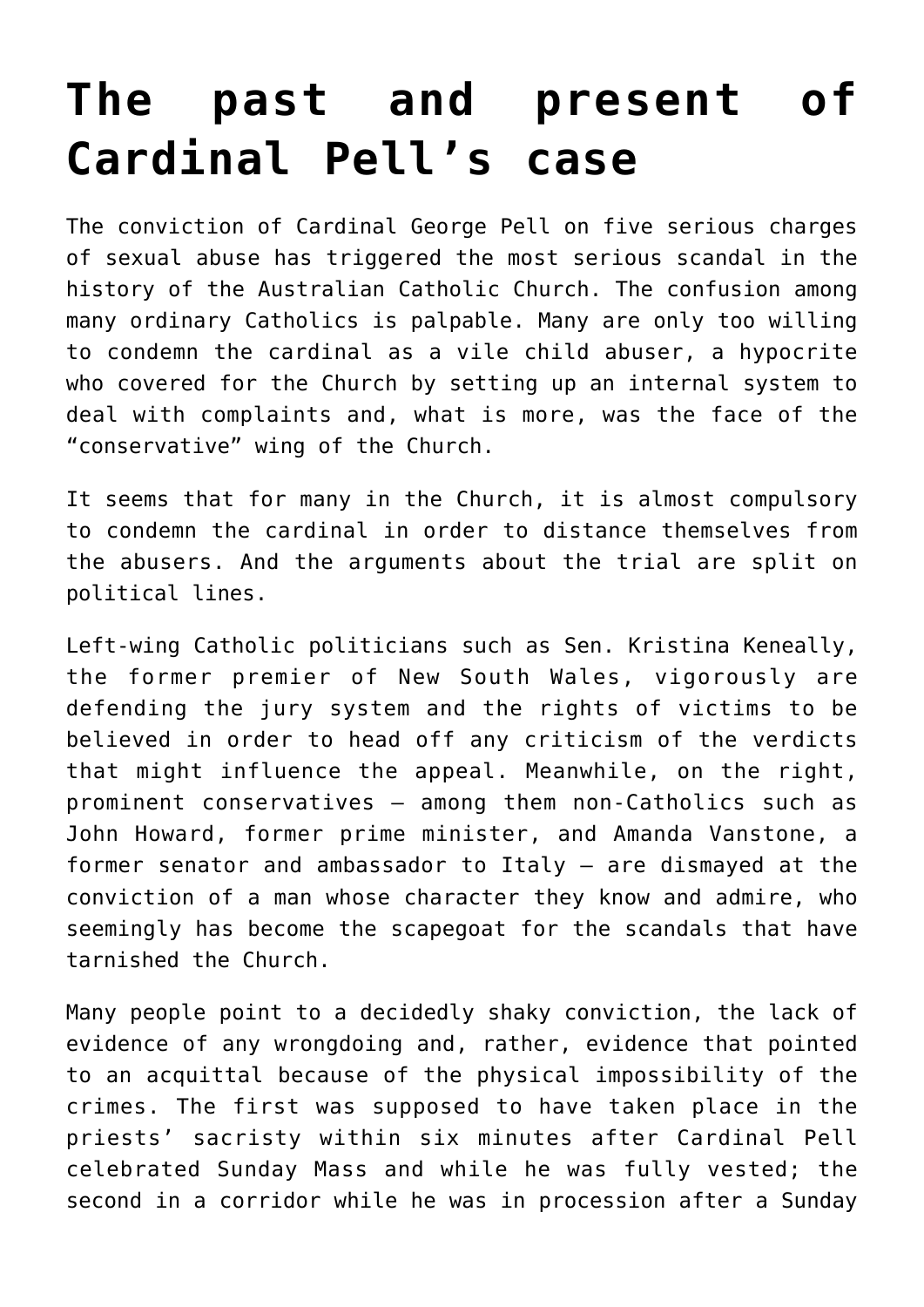# The past and present of Cardinal Pell's case

The conviction of Cardinal George Pell on five serious charges of sexual abuse has triggered the most serious scandal in the history of the Australian Catholic Church. The confusion among many ordinary Catholics is palpable. Many are only too willing to condemn the cardinal as a vile child abuser, a hypocrite who covered for the Church by setting up an internal system to deal with complaints and, what is more, was the face of the "conservative" wing of the Church.

It seems that for many in the Church, it is almost compulsory to condemn the cardinal in order to distance themselves from the abusers. And the arguments about the trial are split on political lines.

Left-wing Catholic politicians such as Sen. Kristina Keneally, the former premier of New South Wales, vigorously are defending the jury system and the rights of victims to be believed in order to head off any criticism of the verdicts that might influence the appeal. Meanwhile, on the right, prominent conservatives — among them non-Catholics such as John Howard, former prime minister, and Amanda Vanstone, a former senator and ambassador to Italy — are dismayed at the conviction of a man whose character they know and admire, who seemingly has become the scapegoat for the scandals that have tarnished the Church.

Many people point to a decidedly shaky conviction, the lack of evidence of any wrongdoing and, rather, evidence that pointed to an acquittal because of the physical impossibility of the crimes. The first was supposed to have taken place in the priests' sacristy within six minutes after Cardinal Pell celebrated Sunday Mass and while he was fully vested; the second in a corridor while he was in procession after a Sunday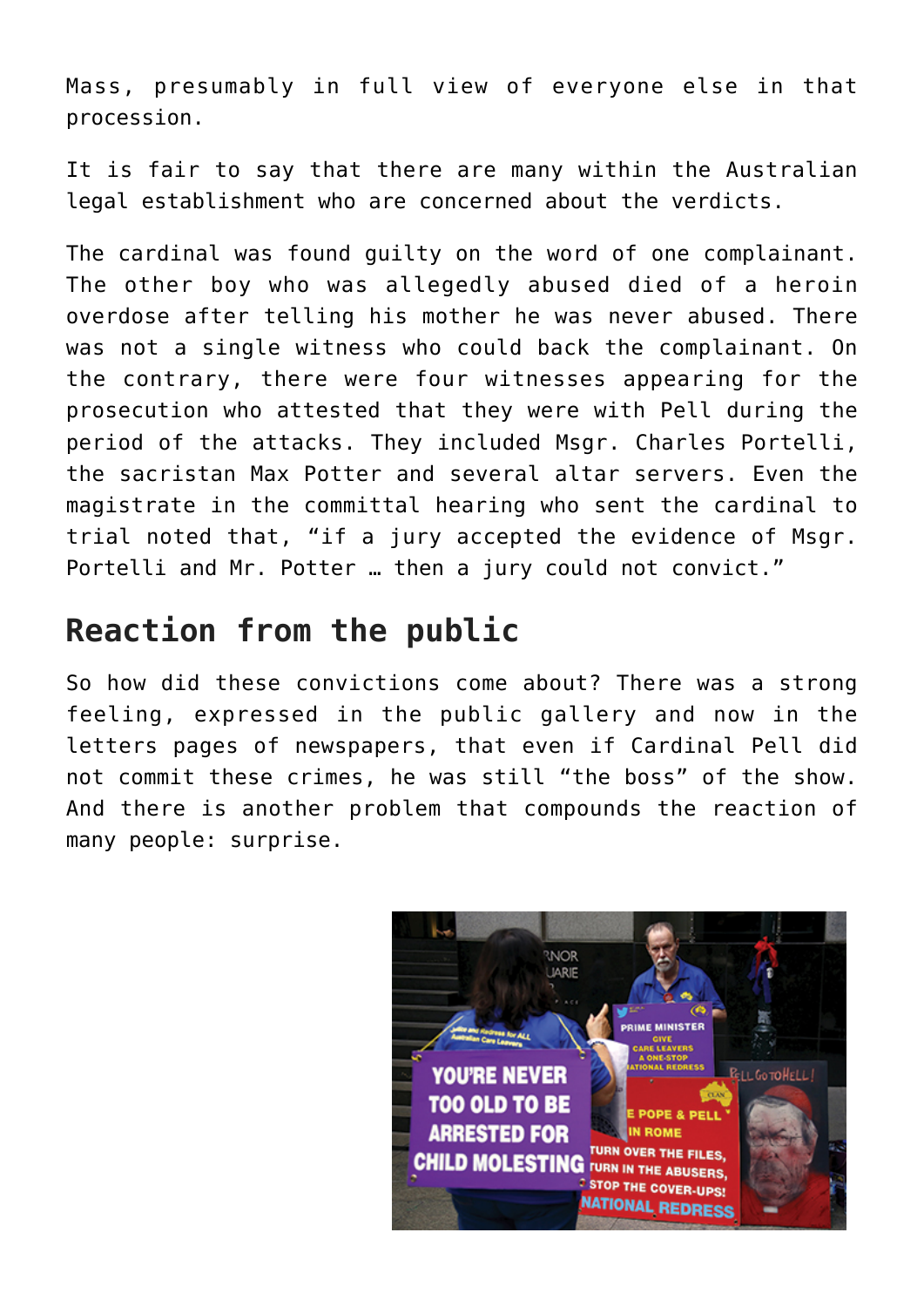Mass, presumably in full view of everyone else in that procession.

It is fair to say that there are many within the Australian legal establishment who are concerned about the verdicts.

The cardinal was found guilty on the word of one complainant. The other boy who was allegedly abused died of a heroin overdose after telling his mother he was never abused. There was not a single witness who could back the complainant. On the contrary, there were four witnesses appearing for the prosecution who attested that they were with Pell during the period of the attacks. They included Msgr. Charles Portelli, the sacristan Max Potter and several altar servers. Even the magistrate in the committal hearing who sent the cardinal to trial noted that, "if a jury accepted the evidence of Msgr. Portelli and Mr. Potter … then a jury could not convict."

## Reaction from the public

So how did these convictions come about? There was a strong feeling, expressed in the public gallery and now in the letters pages of newspapers, that even if Cardinal Pell did not commit these crimes, he was still "the boss" of the show. And there is another problem that compounds the reaction of many people: surprise.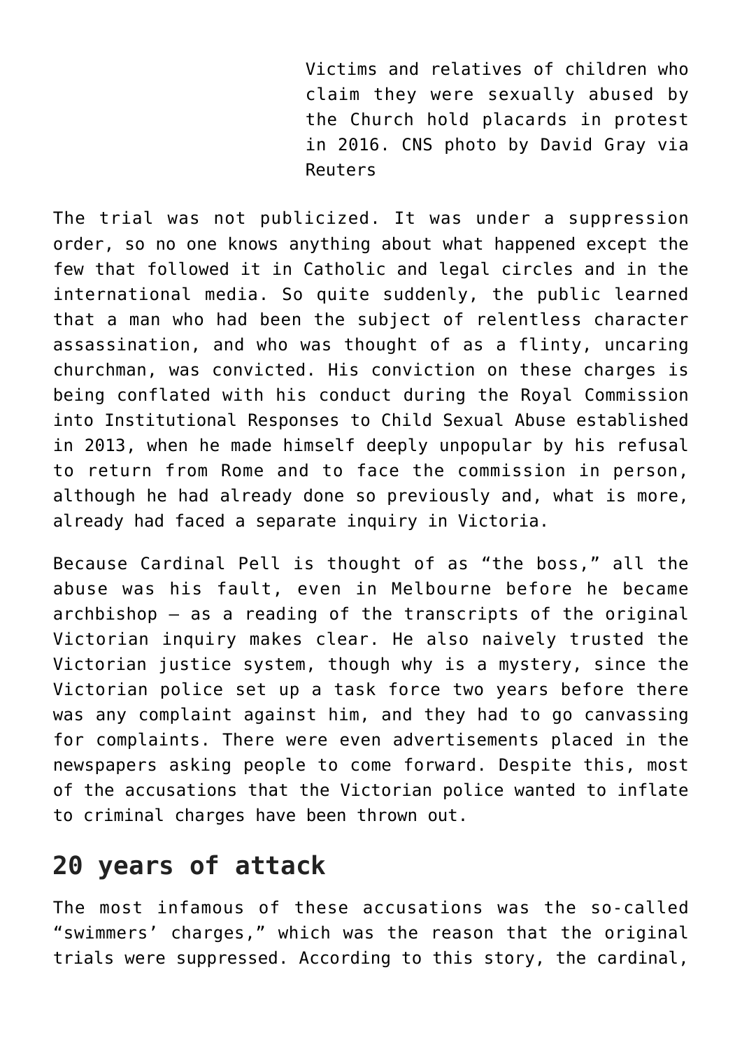Victims and relatives of children who claim they were sexually abused by the Church hold placards in protest in 2016. CNS photo by David Gray via Reuters

The trial was not publicized. It was under a suppression order, so no one knows anything about what happened except the few that followed it in Catholic and legal circles and in the international media. So quite suddenly, the public learned that a man who had been the subject of relentless character assassination, and who was thought of as a flinty, uncaring churchman, was convicted. His conviction on these charges is being conflated with his conduct during the Royal Commission into Institutional Responses to Child Sexual Abuse established in 2013, when he made himself deeply unpopular by his refusal to return from Rome and to face the commission in person, although he had already done so previously and, what is more, already had faced a separate inquiry in Victoria.

Because Cardinal Pell is thought of as "the boss," all the abuse was his fault, even in Melbourne before he became archbishop — as a reading of the transcripts of the original Victorian inquiry makes clear. He also naively trusted the Victorian justice system, though why is a mystery, since the Victorian police set up a task force two years before there was any complaint against him, and they had to go canvassing for complaints. There were even advertisements placed in the newspapers asking people to come forward. Despite this, most of the accusations that the Victorian police wanted to inflate to criminal charges have been thrown out.

## 20 years of attack

The most infamous of these accusations was the so-called "swimmers' charges," which was the reason that the original trials were suppressed. According to this story, the cardinal,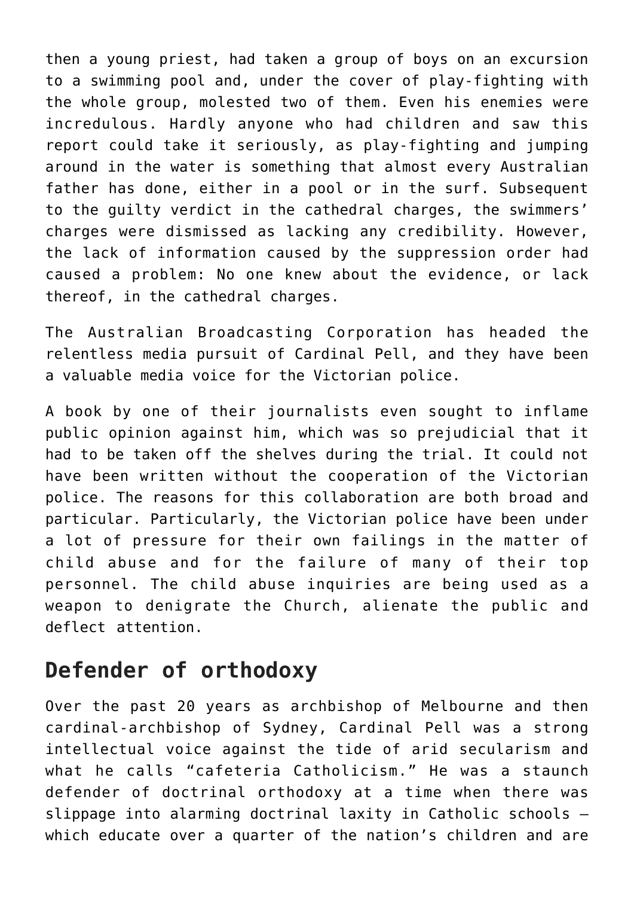then a young priest, had taken a group of boys on an excursion to a swimming pool and, under the cover of play-fighting with the whole group, molested two of them. Even his enemies were incredulous. Hardly anyone who had children and saw this report could take it seriously, as play-fighting and jumping around in the water is something that almost every Australian father has done, either in a pool or in the surf. Subsequent to the guilty verdict in the cathedral charges, the swimmers' charges were dismissed as lacking any credibility. However, the lack of information caused by the suppression order had caused a problem: No one knew about the evidence, or lack thereof, in the cathedral charges.

The Australian Broadcasting Corporation has headed the relentless media pursuit of Cardinal Pell, and they have been a valuable media voice for the Victorian police.

A book by one of their journalists even sought to inflame public opinion against him, which was so prejudicial that it had to be taken off the shelves during the trial. It could not have been written without the cooperation of the Victorian police. The reasons for this collaboration are both broad and particular. Particularly, the Victorian police have been under a lot of pressure for their own failings in the matter of child abuse and for the failure of many of their top personnel. The child abuse inquiries are being used as a weapon to denigrate the Church, alienate the public and deflect attention.

## Defender of orthodoxy

Over the past 20 years as archbishop of Melbourne and then cardinal-archbishop of Sydney, Cardinal Pell was a strong intellectual voice against the tide of arid secularism and what he calls "cafeteria Catholicism." He was a staunch defender of doctrinal orthodoxy at a time when there was slippage into alarming doctrinal laxity in Catholic schools — which educate over a quarter of the nation's children and are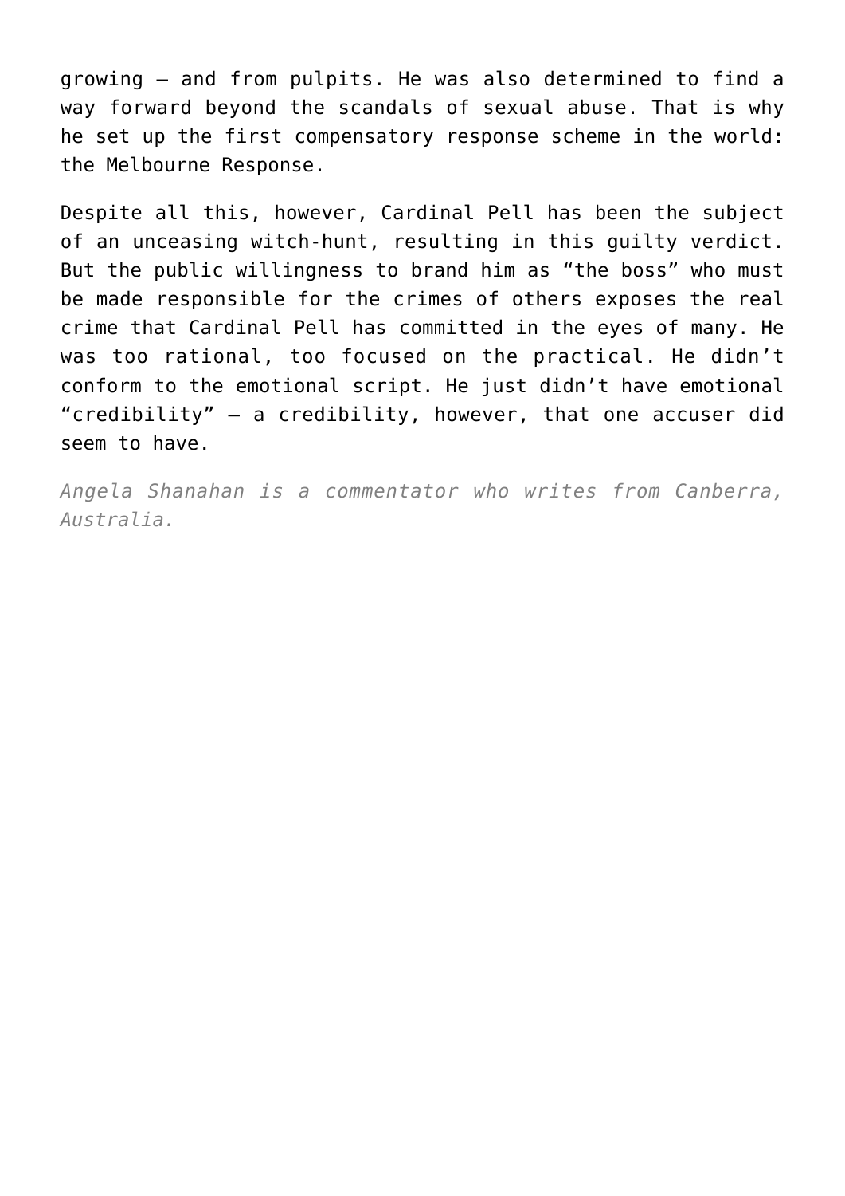growing – and from pulpits. He was also determined to find a way forward beyond the scandals of sexual abuse. That is why he set up the first compensatory response scheme in the world: the Melbourne Response.

Despite all this, however, Cardinal Pell has been the subject of an unceasing witch-hunt, resulting in this guilty verdict. But the public willingness to brand him as "the boss" who must be made responsible for the crimes of others exposes the real crime that Cardinal Pell has committed in the eyes of many. He was too rational, too focused on the practical. He didn't conform to the emotional script. He just didn't have emotional "credibility" – a credibility, however, that one accuser did seem to have.

*Angela Shanahan is a commentator who writes from Canberra, Australia.*